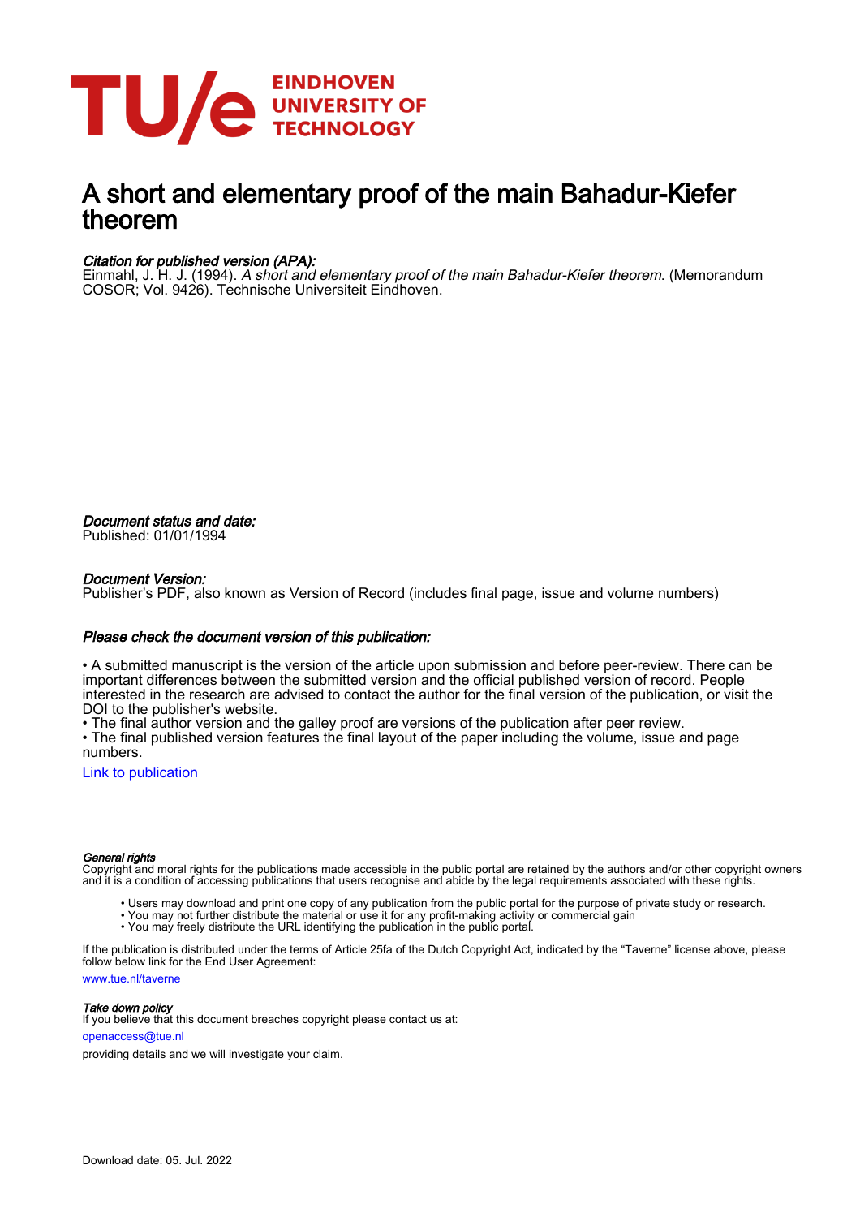# A short and elementary proof of the main Bahadur-Kiefer theorem

*Citation for published version (APA):*
Einmahl, J. H. J. (1994). *A short and elementary proof of the main Bahadur-Kiefer theorem*. (Memorandum COSOR; Vol. 9426). Technische Universiteit Eindhoven.

*Document status and date:*
Published: 01/01/1994

*Document Version:*
Publisher's PDF, also known as Version of Record (includes final page, issue and volume numbers)

*Please check the document version of this publication:*

• A submitted manuscript is the version of the article upon submission and before peer-review. There can be important differences between the submitted version and the official published version of record. People interested in the research are advised to contact the author for the final version of the publication, or visit the DOI to the publisher's website.
• The final author version and the galley proof are versions of the publication after peer review.
• The final published version features the final layout of the paper including the volume, issue and page numbers.

Link to publication

*General rights*
Copyright and moral rights for the publications made accessible in the public portal are retained by the authors and/or other copyright owners and it is a condition of accessing publications that users recognise and abide by the legal requirements associated with these rights.

- Users may download and print one copy of any publication from the public portal for the purpose of private study or research.
- You may not further distribute the material or use it for any profit-making activity or commercial gain
- You may freely distribute the URL identifying the publication in the public portal.

If the publication is distributed under the terms of Article 25fa of the Dutch Copyright Act, indicated by the "Taverne" license above, please follow below link for the End User Agreement:

www.tue.nl/taverne

*Take down policy*
If you believe that this document breaches copyright please contact us at:

openaccess@tue.nl

providing details and we will investigate your claim.

Download date: 05. Jul. 2022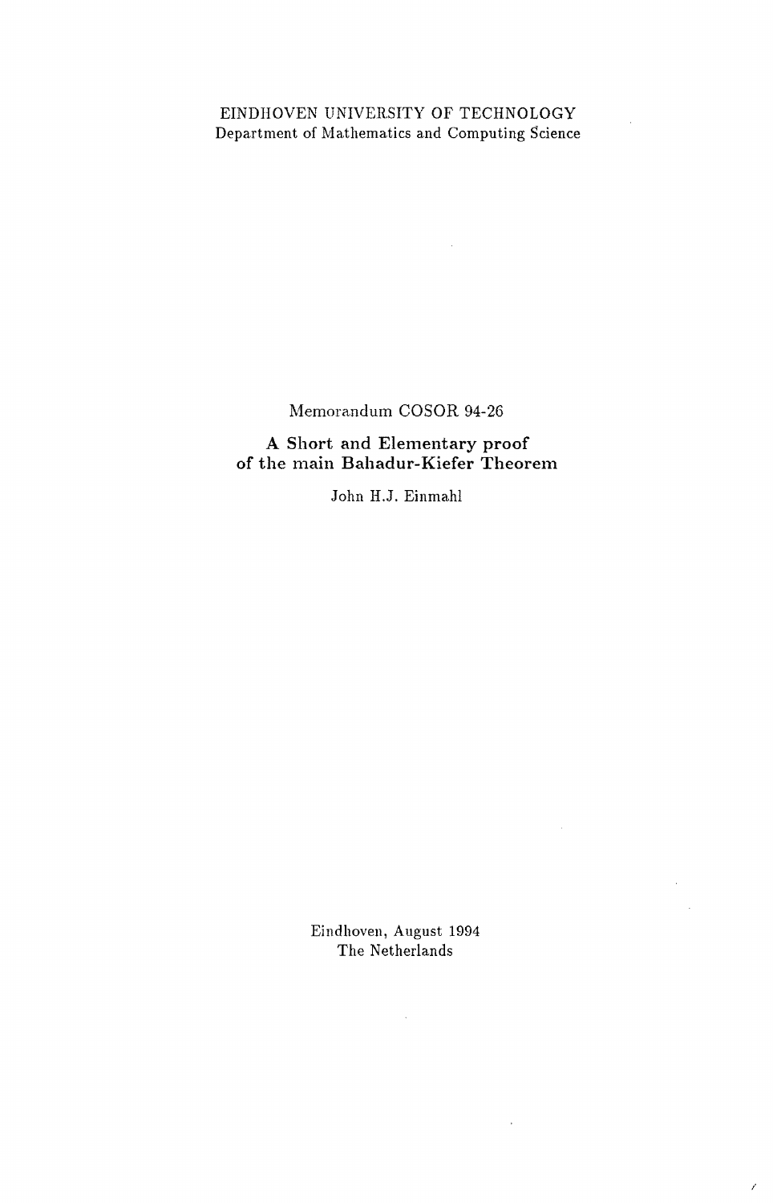EINDHOVEN UNIVERSITY OF TECHNOLOGY
Department of Mathematics and Computing Science

Memorandum COSOR 94-26

**A Short and Elementary proof of the main Bahadur-Kiefer Theorem**

John H.J. Einmahl

Eindhoven, August 1994
The Netherlands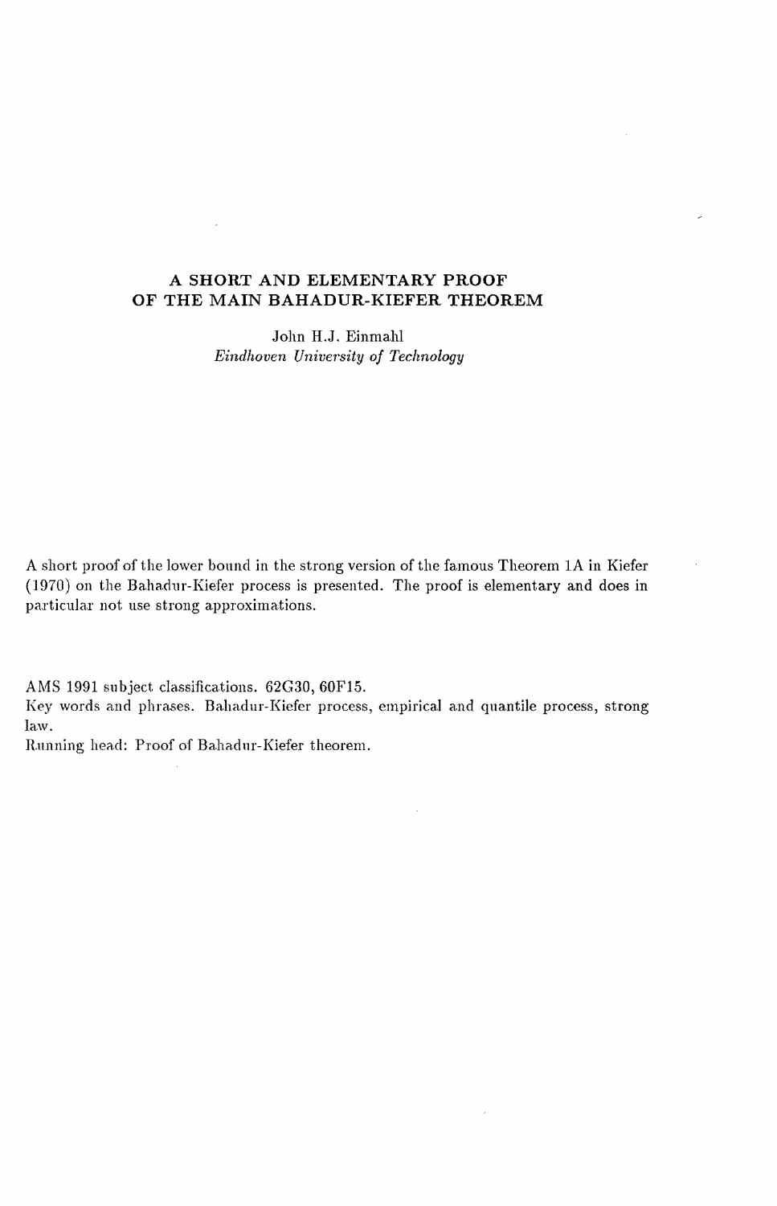# A SHORT AND ELEMENTARY PROOF OF THE MAIN BAHADUR-KIEFER THEOREM

John H.J. Einmahl
*Eindhoven University of Technology*

A short proof of the lower bound in the strong version of the famous Theorem 1A in Kiefer (1970) on the Bahadur-Kiefer process is presented. The proof is elementary and does in particular not use strong approximations.

AMS 1991 subject classifications. 62G30, 60F15.
Key words and phrases. Bahadur-Kiefer process, empirical and quantile process, strong law.
Running head: Proof of Bahadur-Kiefer theorem.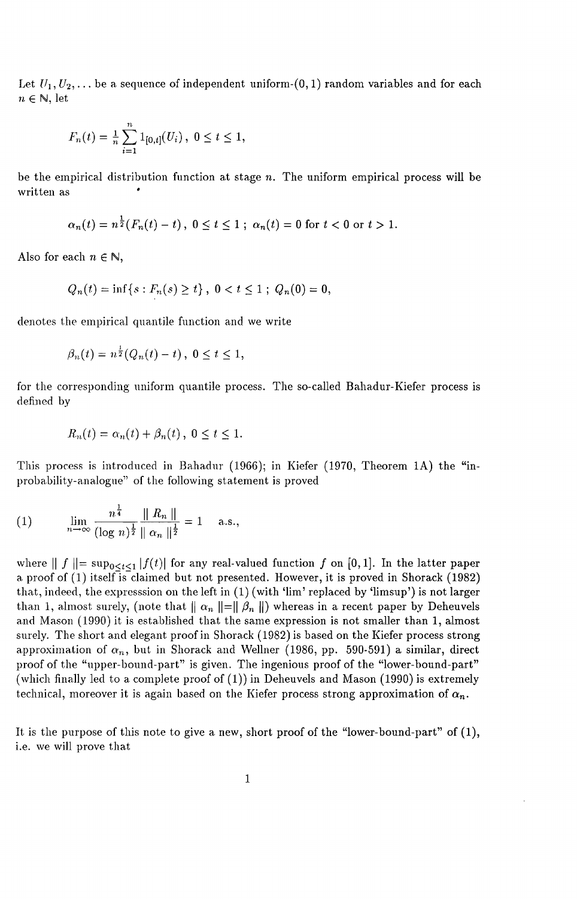Let $U_1, U_2, \ldots$ be a sequence of independent uniform-$(0,1)$ random variables and for each $n \in \mathbb{N}$, let

$$F_n(t) = \tfrac{1}{n} \sum_{i=1}^{n} 1_{[0,t]}(U_i)\,,\ 0 \le t \le 1,$$

be the empirical distribution function at stage $n$. The uniform empirical process will be written as

$$\alpha_n(t) = n^{\frac{1}{2}}(F_n(t) - t)\,,\ 0 \le t \le 1\ ;\ \alpha_n(t) = 0 \text{ for } t < 0 \text{ or } t > 1.$$

Also for each $n \in \mathbb{N}$,

$$Q_n(t) = \inf\{s : F_n(s) \ge t\}\,,\ 0 < t \le 1\ ;\ Q_n(0) = 0,$$

denotes the empirical quantile function and we write

$$\beta_n(t) = n^{\frac{1}{2}}(Q_n(t) - t)\,,\ 0 \le t \le 1,$$

for the corresponding uniform quantile process. The so-called Bahadur-Kiefer process is defined by

$$R_n(t) = \alpha_n(t) + \beta_n(t)\,,\ 0 \le t \le 1.$$

This process is introduced in Bahadur (1966); in Kiefer (1970, Theorem 1A) the "in-probability-analogue" of the following statement is proved

$$(1) \qquad \lim_{n\to\infty} \frac{n^{\frac{1}{4}}}{(\log n)^{\frac{1}{2}}} \frac{\| R_n \|}{\| \alpha_n \|^{\frac{1}{2}}} = 1 \quad \text{a.s.,}$$

where $\| f \| = \sup_{0 \le t \le 1} |f(t)|$ for any real-valued function $f$ on $[0,1]$. In the latter paper a proof of (1) itself is claimed but not presented. However, it is proved in Shorack (1982) that, indeed, the expresssion on the left in (1) (with 'lim' replaced by 'limsup') is not larger than 1, almost surely, (note that $\| \alpha_n \| = \| \beta_n \|$) whereas in a recent paper by Deheuvels and Mason (1990) it is established that the same expression is not smaller than 1, almost surely. The short and elegant proof in Shorack (1982) is based on the Kiefer process strong approximation of $\alpha_n$, but in Shorack and Wellner (1986, pp. 590-591) a similar, direct proof of the "upper-bound-part" is given. The ingenious proof of the "lower-bound-part" (which finally led to a complete proof of (1)) in Deheuvels and Mason (1990) is extremely technical, moreover it is again based on the Kiefer process strong approximation of $\alpha_n$.

It is the purpose of this note to give a new, short proof of the "lower-bound-part" of (1), i.e. we will prove that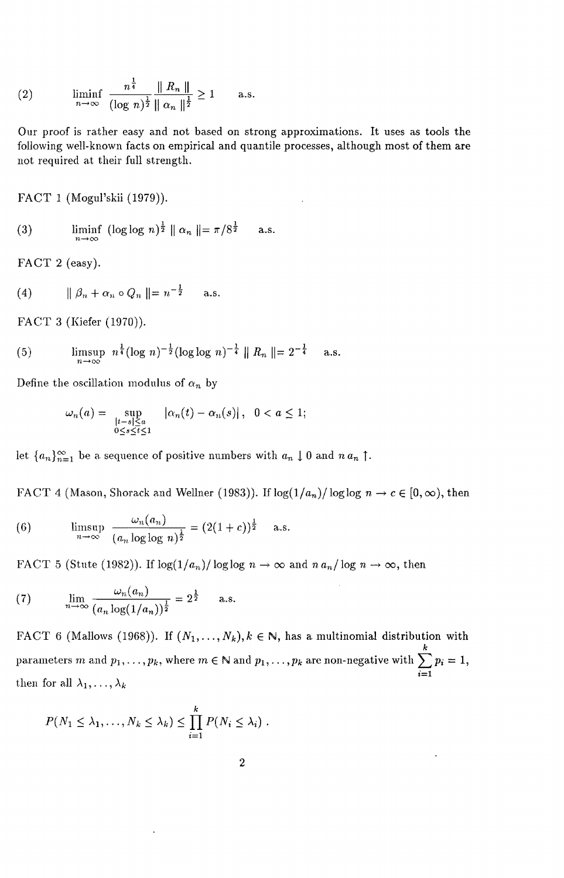$$\liminf_{n\to\infty} \frac{n^{\frac{1}{4}}}{(\log n)^{\frac{1}{2}}} \frac{\| R_n \|}{\| \alpha_n \|^{\frac{1}{2}}} \geq 1 \qquad \text{a.s.} \tag{2}$$

Our proof is rather easy and not based on strong approximations. It uses as tools the following well-known facts on empirical and quantile processes, although most of them are not required at their full strength.

FACT 1 (Mogul'skii (1979)).

$$\liminf_{n\to\infty} (\log\log n)^{\frac{1}{2}} \| \alpha_n \| = \pi / 8^{\frac{1}{2}} \qquad \text{a.s.} \tag{3}$$

FACT 2 (easy).

$$\| \beta_n + \alpha_n \circ Q_n \| = n^{-\frac{1}{2}} \qquad \text{a.s.} \tag{4}$$

FACT 3 (Kiefer (1970)).

$$\limsup_{n\to\infty} n^{\frac{1}{4}} (\log n)^{-\frac{1}{2}} (\log\log n)^{-\frac{1}{4}} \| R_n \| = 2^{-\frac{1}{4}} \qquad \text{a.s.} \tag{5}$$

Define the oscillation modulus of $\alpha_n$ by

$$\omega_n(a) = \sup_{\substack{|t-s|\leq a \\ 0\leq s\leq t\leq 1}} |\alpha_n(t) - \alpha_n(s)|, \quad 0 < a \leq 1;$$

let $\{a_n\}_{n=1}^{\infty}$ be a sequence of positive numbers with $a_n \downarrow 0$ and $n\, a_n \uparrow$.

FACT 4 (Mason, Shorack and Wellner (1983)). If $\log(1/a_n)/\log\log n \to c \in [0, \infty)$, then

$$\limsup_{n\to\infty} \frac{\omega_n(a_n)}{(a_n \log\log n)^{\frac{1}{2}}} = (2(1+c))^{\frac{1}{2}} \qquad \text{a.s.} \tag{6}$$

FACT 5 (Stute (1982)). If $\log(1/a_n)/\log\log n \to \infty$ and $n\, a_n/\log n \to \infty$, then

$$\lim_{n\to\infty} \frac{\omega_n(a_n)}{(a_n \log(1/a_n))^{\frac{1}{2}}} = 2^{\frac{1}{2}} \qquad \text{a.s.} \tag{7}$$

FACT 6 (Mallows (1968)). If $(N_1, \ldots, N_k), k \in \mathbb{N}$, has a multinomial distribution with parameters $m$ and $p_1, \ldots, p_k$, where $m \in \mathbb{N}$ and $p_1, \ldots, p_k$ are non-negative with $\sum_{i=1}^{k} p_i = 1$, then for all $\lambda_1, \ldots, \lambda_k$

$$P(N_1 \leq \lambda_1, \ldots, N_k \leq \lambda_k) \leq \prod_{i=1}^{k} P(N_i \leq \lambda_i)\,.$$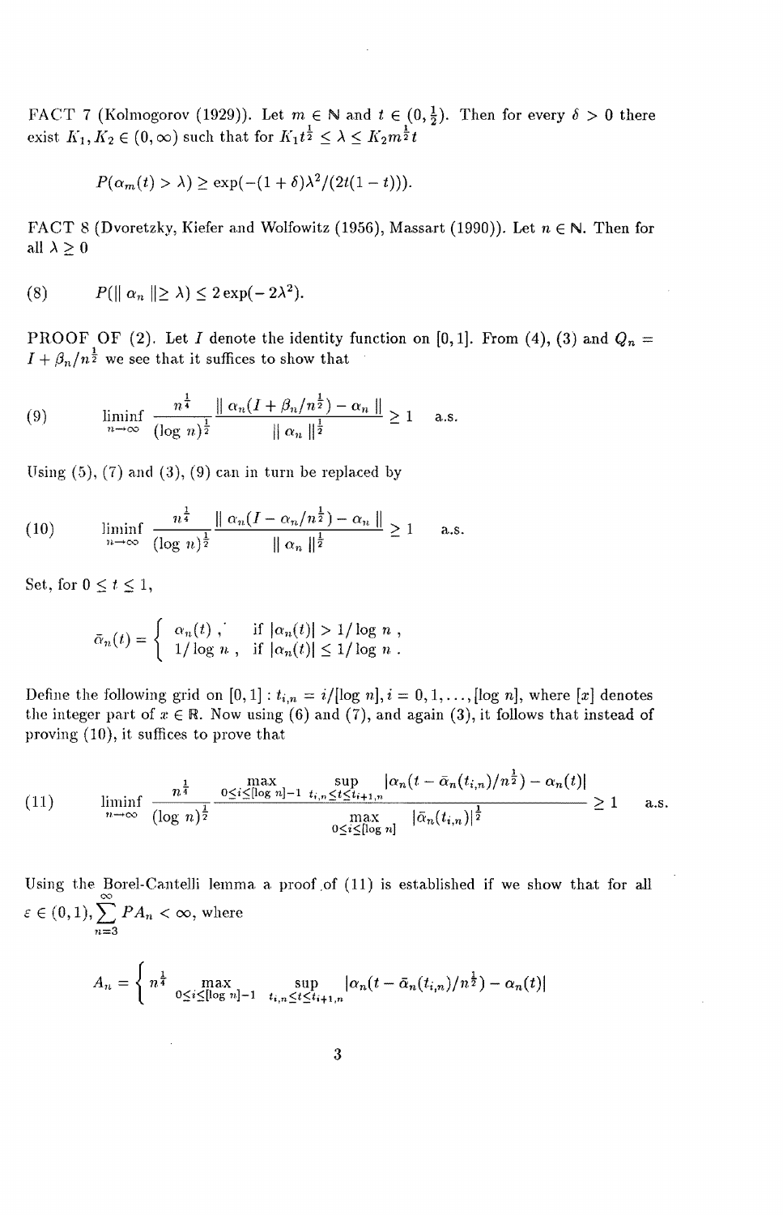FACT 7 (Kolmogorov (1929)). Let $m \in \mathbb{N}$ and $t \in (0, \frac{1}{2})$. Then for every $\delta > 0$ there exist $K_1, K_2 \in (0, \infty)$ such that for $K_1 t^{\frac{1}{2}} \leq \lambda \leq K_2 m^{\frac{1}{2}} t$

$$P(\alpha_m(t) > \lambda) \geq \exp(-(1+\delta)\lambda^2/(2t(1-t))).$$

FACT 8 (Dvoretzky, Kiefer and Wolfowitz (1956), Massart (1990)). Let $n \in \mathbb{N}$. Then for all $\lambda \geq 0$

$$(8) \qquad P(\| \alpha_n \| \geq \lambda) \leq 2\exp(-2\lambda^2).$$

PROOF OF (2). Let $I$ denote the identity function on $[0,1]$. From (4), (3) and $Q_n = I + \beta_n / n^{\frac{1}{2}}$ we see that it suffices to show that

$$(9) \qquad \liminf_{n\to\infty} \frac{n^{\frac{1}{4}}}{(\log n)^{\frac{1}{2}}} \frac{\| \alpha_n(I + \beta_n/n^{\frac{1}{2}}) - \alpha_n \|}{\| \alpha_n \|^{\frac{1}{2}}} \geq 1 \quad \text{a.s.}$$

Using (5), (7) and (3), (9) can in turn be replaced by

$$(10) \qquad \liminf_{n\to\infty} \frac{n^{\frac{1}{4}}}{(\log n)^{\frac{1}{2}}} \frac{\| \alpha_n(I - \alpha_n/n^{\frac{1}{2}}) - \alpha_n \|}{\| \alpha_n \|^{\frac{1}{2}}} \geq 1 \quad \text{a.s.}$$

Set, for $0 \leq t \leq 1$,

$$\bar{\alpha}_n(t) = \begin{cases} \alpha_n(t), & \text{if } |\alpha_n(t)| > 1/\log n, \\ 1/\log n, & \text{if } |\alpha_n(t)| \leq 1/\log n. \end{cases}$$

Define the following grid on $[0,1]$ : $t_{i,n} = i/[\log n], i = 0, 1, \ldots, [\log n]$, where $[x]$ denotes the integer part of $x \in \mathbb{R}$. Now using (6) and (7), and again (3), it follows that instead of proving (10), it suffices to prove that

$$(11) \qquad \liminf_{n\to\infty} \frac{n^{\frac{1}{4}}}{(\log n)^{\frac{1}{2}}} \frac{\max\limits_{0\leq i\leq [\log n]-1} \sup\limits_{t_{i,n}\leq t\leq t_{i+1,n}} |\alpha_n(t - \bar{\alpha}_n(t_{i,n})/n^{\frac{1}{2}}) - \alpha_n(t)|}{\max\limits_{0\leq i\leq [\log n]} |\bar{\alpha}_n(t_{i,n})|^{\frac{1}{2}}} \geq 1 \quad \text{a.s.}$$

Using the Borel-Cantelli lemma a proof of (11) is established if we show that for all $\varepsilon \in (0,1), \sum\limits_{n=3}^{\infty} PA_n < \infty$, where

$$A_n = \left\{ n^{\frac{1}{4}} \max_{0\leq i\leq [\log n]-1} \sup_{t_{i,n}\leq t\leq t_{i+1,n}} |\alpha_n(t - \bar{\alpha}_n(t_{i,n})/n^{\frac{1}{2}}) - \alpha_n(t)| \right.$$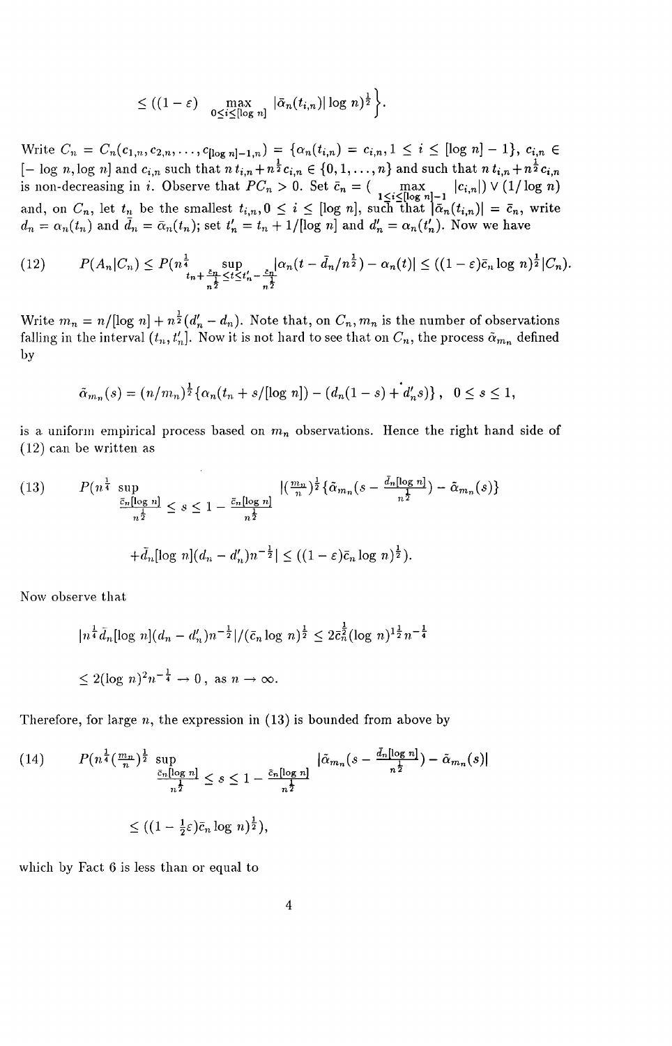$$\leq ((1-\varepsilon) \max_{0\leq i\leq [\log n]} |\bar{\alpha}_n(t_{i,n})| \log n)^{\frac{1}{2}} \Big\}.$$

Write $C_n = C_n(c_{1,n}, c_{2,n}, \ldots, c_{[\log n]-1,n}) = \{\alpha_n(t_{i,n}) = c_{i,n}, 1 \leq i \leq [\log n] - 1\}$, $c_{i,n} \in [-\log n, \log n]$ and $c_{i,n}$ such that $n\, t_{i,n} + n^{\frac{1}{2}} c_{i,n} \in \{0, 1, \ldots, n\}$ and such that $n\, t_{i,n} + n^{\frac{1}{2}} c_{i,n}$ is non-decreasing in $i$. Observe that $PC_n > 0$. Set $\bar{c}_n = (\max_{1\leq i\leq [\log n]-1} |c_{i,n}|) \vee (1/\log n)$ and, on $C_n$, let $t_n$ be the smallest $t_{i,n}, 0 \leq i \leq [\log n]$, such that $|\bar{\alpha}_n(t_{i,n})| = \bar{c}_n$, write $d_n = \alpha_n(t_n)$ and $\bar{d}_n = \bar{\alpha}_n(t_n)$; set $t_n' = t_n + 1/[\log n]$ and $d_n' = \alpha_n(t_n')$. Now we have

$$(12) \qquad P(A_n|C_n) \leq P(n^{\frac{1}{4}} \sup_{t_n + \frac{\bar{c}_n}{n^{\frac{1}{2}}} \leq t \leq t_n' - \frac{\bar{c}_n}{n^{\frac{1}{2}}}} |\alpha_n(t - \bar{d}_n/n^{\frac{1}{2}}) - \alpha_n(t)| \leq ((1-\varepsilon)\bar{c}_n \log n)^{\frac{1}{2}} | C_n).$$

Write $m_n = n/[\log n] + n^{\frac{1}{2}}(d_n' - d_n)$. Note that, on $C_n$, $m_n$ is the number of observations falling in the interval $(t_n, t_n']$. Now it is not hard to see that on $C_n$, the process $\tilde{\alpha}_{m_n}$ defined by

$$\tilde{\alpha}_{m_n}(s) = (n/m_n)^{\frac{1}{2}} \{\alpha_n(t_n + s/[\log n]) - (d_n(1-s) + d_n' s)\}, \quad 0 \leq s \leq 1,$$

is a uniform empirical process based on $m_n$ observations. Hence the right hand side of (12) can be written as

$$(13) \qquad P(n^{\frac{1}{4}} \sup_{\frac{\bar{c}_n[\log n]}{n^{\frac{1}{2}}} \leq s \leq 1 - \frac{\bar{c}_n[\log n]}{n^{\frac{1}{2}}}} |(\tfrac{m_n}{n})^{\frac{1}{2}} \{\tilde{\alpha}_{m_n}(s - \tfrac{\bar{d}_n[\log n]}{n^{\frac{1}{2}}}) - \tilde{\alpha}_{m_n}(s)\}$$

$$+ \bar{d}_n[\log n](d_n - d_n')n^{-\frac{1}{2}}| \leq ((1-\varepsilon)\bar{c}_n \log n)^{\frac{1}{2}}).$$

Now observe that

$$|n^{\frac{1}{4}} \bar{d}_n[\log n](d_n - d_n')n^{-\frac{1}{2}}| / (\bar{c}_n \log n)^{\frac{1}{2}} \leq 2\bar{c}_n^{\frac{1}{2}} (\log n)^{1\frac{1}{2}} n^{-\frac{1}{4}}$$

$$\leq 2(\log n)^2 n^{-\frac{1}{4}} \to 0, \text{ as } n \to \infty.$$

Therefore, for large $n$, the expression in (13) is bounded from above by

$$(14) \qquad P(n^{\frac{1}{4}} (\tfrac{m_n}{n})^{\frac{1}{2}} \sup_{\frac{\bar{c}_n[\log n]}{n^{\frac{1}{2}}} \leq s \leq 1 - \frac{\bar{c}_n[\log n]}{n^{\frac{1}{2}}}} |\tilde{\alpha}_{m_n}(s - \tfrac{\bar{d}_n[\log n]}{n^{\frac{1}{2}}}) - \tilde{\alpha}_{m_n}(s)|$$

$$\leq ((1 - \tfrac{1}{2}\varepsilon)\bar{c}_n \log n)^{\frac{1}{2}}),$$

which by Fact 6 is less than or equal to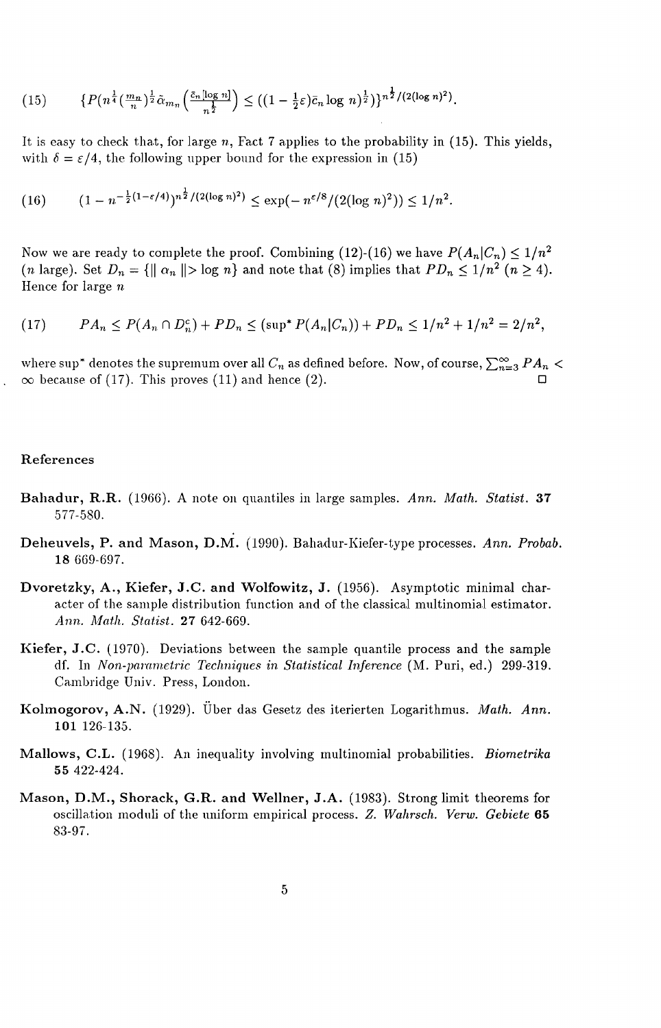$$(15) \qquad \{P(n^{\frac{1}{4}}(\tfrac{m_n}{n})^{\frac{1}{2}}\tilde{\alpha}_{m_n}\left(\tfrac{\bar{c}_n[\log n]}{n^{\frac{1}{2}}}\right) \leq ((1-\tfrac{1}{2}\varepsilon)\bar{c}_n \log n)^{\frac{1}{2}})\}^{n^{\frac{1}{2}}/(2(\log n)^2)}.$$

It is easy to check that, for large $n$, Fact 7 applies to the probability in (15). This yields, with $\delta = \varepsilon/4$, the following upper bound for the expression in (15)

$$(16) \qquad (1 - n^{-\frac{1}{2}(1-\varepsilon/4)})^{n^{\frac{1}{2}}/(2(\log n)^2)} \leq \exp(-n^{\varepsilon/8}/(2(\log n)^2)) \leq 1/n^2.$$

Now we are ready to complete the proof. Combining (12)-(16) we have $P(A_n|C_n) \leq 1/n^2$ ($n$ large). Set $D_n = \{\| \alpha_n \| > \log n\}$ and note that (8) implies that $PD_n \leq 1/n^2$ ($n \geq 4$). Hence for large $n$

$$(17) \qquad PA_n \leq P(A_n \cap D_n^c) + PD_n \leq (\sup{}^* P(A_n|C_n)) + PD_n \leq 1/n^2 + 1/n^2 = 2/n^2,$$

where $\sup^*$ denotes the supremum over all $C_n$ as defined before. Now, of course, $\sum_{n=3}^{\infty} PA_n < \infty$ because of (17). This proves (11) and hence (2). □

## References

**Bahadur, R.R.** (1966). A note on quantiles in large samples. *Ann. Math. Statist.* **37** 577-580.

**Deheuvels, P. and Mason, D.M.** (1990). Bahadur-Kiefer-type processes. *Ann. Probab.* **18** 669-697.

**Dvoretzky, A., Kiefer, J.C. and Wolfowitz, J.** (1956). Asymptotic minimal character of the sample distribution function and of the classical multinomial estimator. *Ann. Math. Statist.* **27** 642-669.

**Kiefer, J.C.** (1970). Deviations between the sample quantile process and the sample df. In *Non-parametric Techniques in Statistical Inference* (M. Puri, ed.) 299-319. Cambridge Univ. Press, London.

**Kolmogorov, A.N.** (1929). Über das Gesetz des iterierten Logarithmus. *Math. Ann.* **101** 126-135.

**Mallows, C.L.** (1968). An inequality involving multinomial probabilities. *Biometrika* **55** 422-424.

**Mason, D.M., Shorack, G.R. and Wellner, J.A.** (1983). Strong limit theorems for oscillation moduli of the uniform empirical process. *Z. Wahrsch. Verw. Gebiete* **65** 83-97.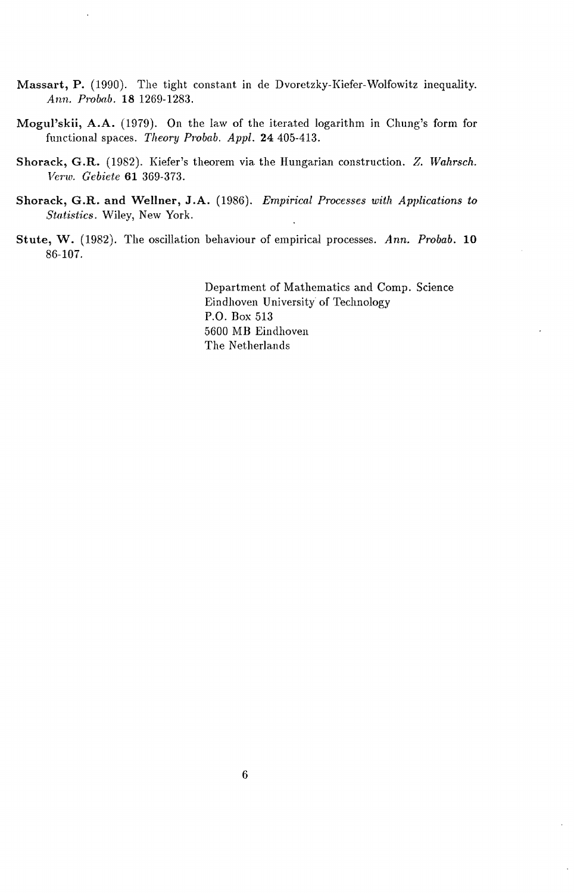**Massart, P.** (1990). The tight constant in de Dvoretzky-Kiefer-Wolfowitz inequality. *Ann. Probab.* **18** 1269-1283.

**Mogul'skii, A.A.** (1979). On the law of the iterated logarithm in Chung's form for functional spaces. *Theory Probab. Appl.* **24** 405-413.

**Shorack, G.R.** (1982). Kiefer's theorem via the Hungarian construction. *Z. Wahrsch. Verw. Gebiete* **61** 369-373.

**Shorack, G.R. and Wellner, J.A.** (1986). *Empirical Processes with Applications to Statistics*. Wiley, New York.

**Stute, W.** (1982). The oscillation behaviour of empirical processes. *Ann. Probab.* **10** 86-107.

Department of Mathematics and Comp. Science
Eindhoven University of Technology
P.O. Box 513
5600 MB Eindhoven
The Netherlands